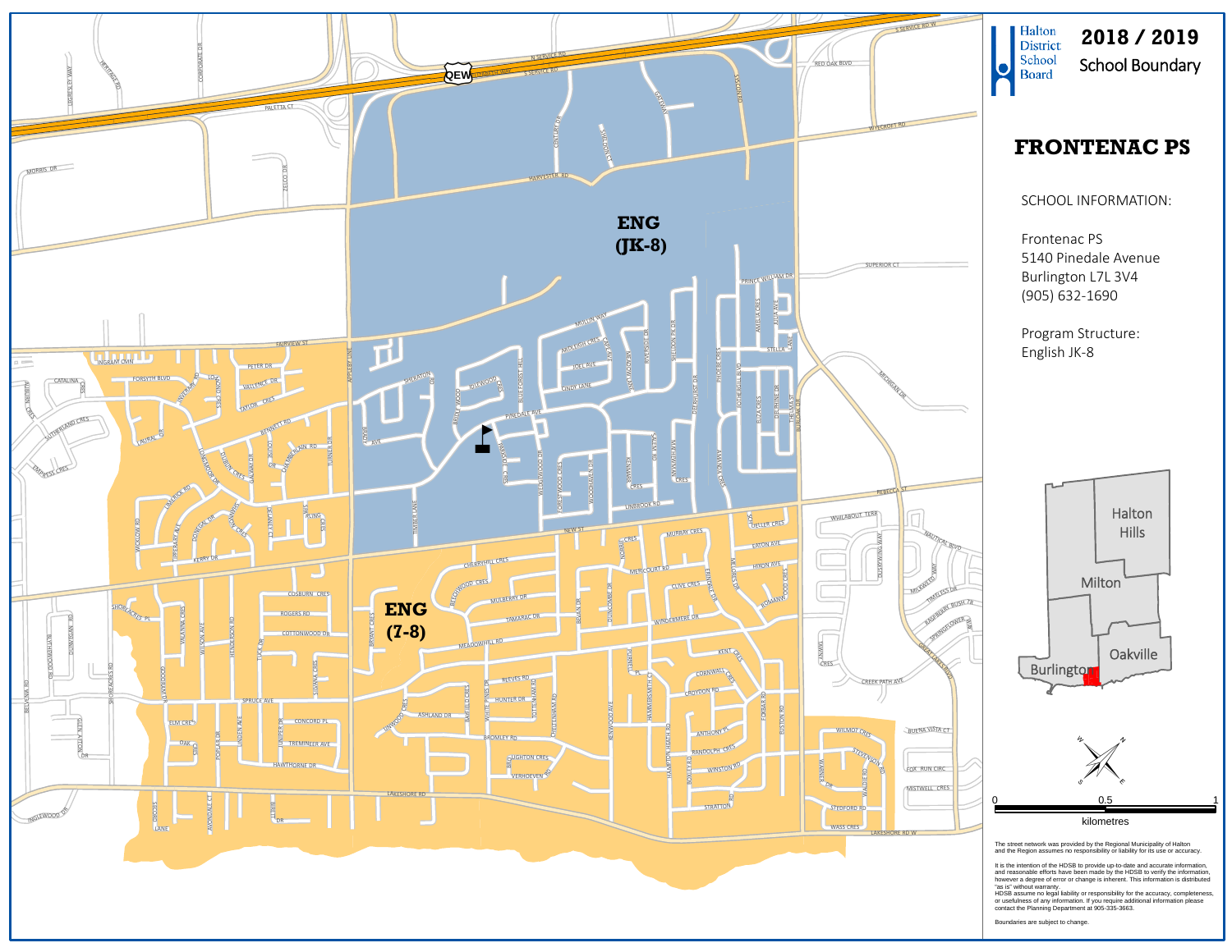Halton District School Board

# 2018 / 2019 School Boundary

## FRONTENAC PS

SCHOOL INFORMATION:

Frontenac PS
5140 Pinedale Avenue
Burlington L7L 3V4
(905) 632-1690

Program Structure:
English JK-8

ENG (JK-8)

ENG (7-8)

Halton Hills
Milton
Oakville
Burlington

0 0.5 1
kilometres

The street network was provided by the Regional Municipality of Halton and the Region assumes no responsibility or liability for its use or accuracy.

It is the intention of the HDSB to provide up-to-date and accurate information, and reasonable efforts have been made by the HDSB to verify the information, however a degree of error or change is inherent. This information is distributed "as is" without warranty.
HDSB assume no legal liability or responsibility for the accuracy, completeness, or usefulness of any information. If you require additional information please contact the Planning Department at 905-335-3663.

Boundaries are subject to change.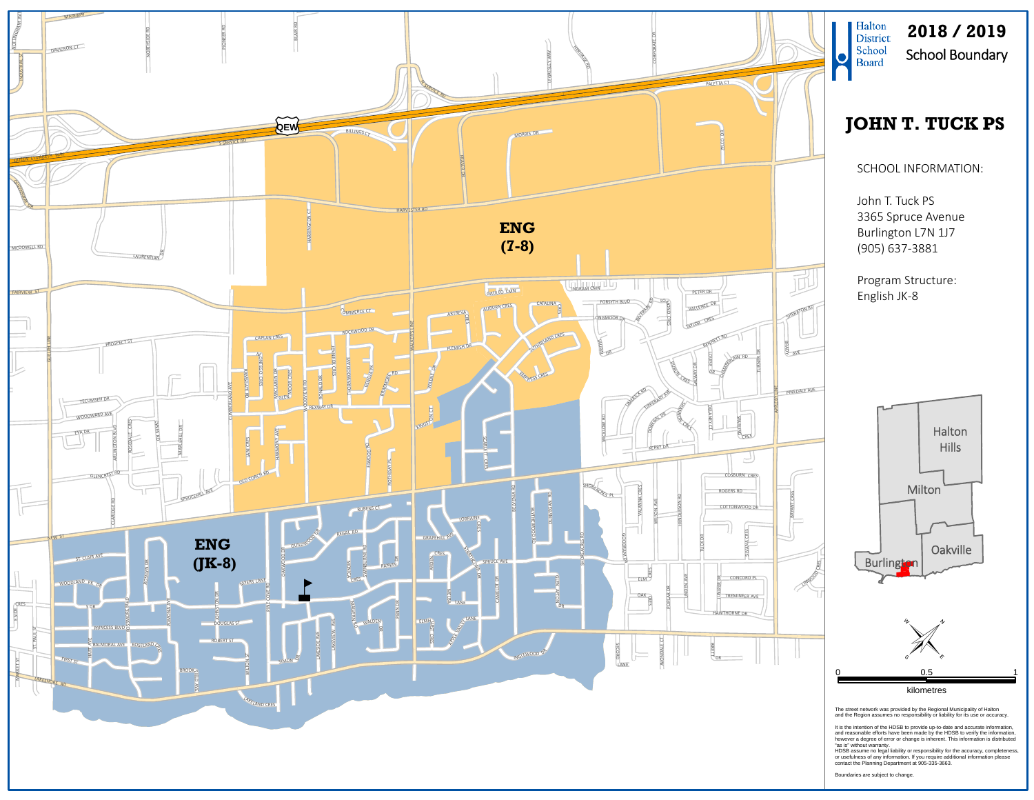Halton District School Board

# 2018 / 2019 School Boundary

## JOHN T. TUCK PS

SCHOOL INFORMATION:

John T. Tuck PS
3365 Spruce Avenue
Burlington L7N 1J7
(905) 637-3881

Program Structure:
English JK-8

ENG (7-8)

ENG (JK-8)

Halton Hills

Milton

Oakville

Burlington

0 0.5 1
kilometres

The street network was provided by the Regional Municipality of Halton and the Region assumes no responsibility or liability for its use or accuracy.

It is the intention of the HDSB to provide up-to-date and accurate information, and reasonable efforts have been made by the HDSB to verify the information, however a degree of error or change is inherent. This information is distributed "as is" without warranty.
HDSB assume no legal liability or responsibility for the accuracy, completeness, or usefulness of any information. If you require additional information please contact the Planning Department at 905-335-3663.

Boundaries are subject to change.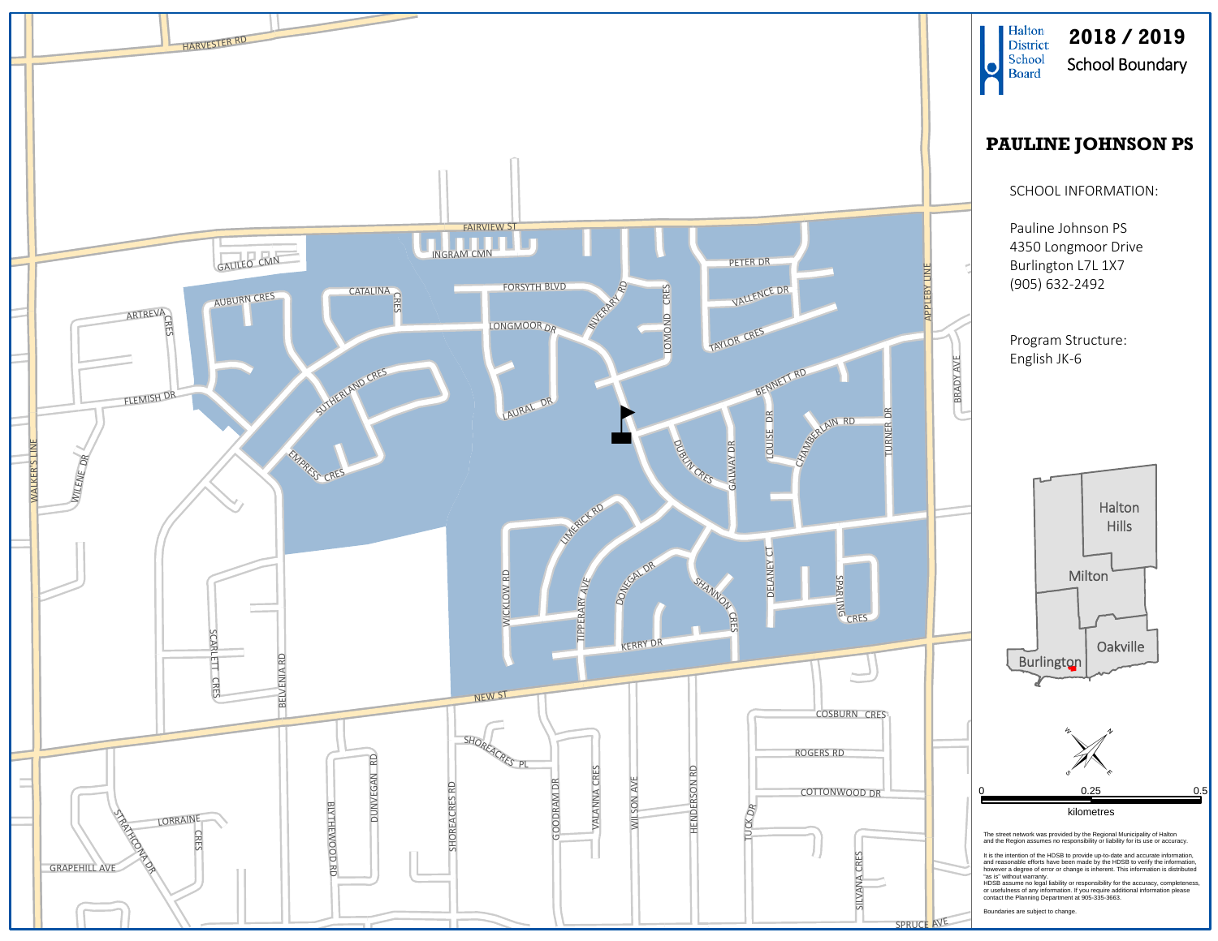Halton District School Board

# 2018 / 2019

School Boundary

## PAULINE JOHNSON PS

SCHOOL INFORMATION:

Pauline Johnson PS
4350 Longmoor Drive
Burlington L7L 1X7
(905) 632-2492

Program Structure:
English JK-6

Halton Hills
Milton
Burlington
Oakville

0 0.25 0.5
kilometres

The street network was provided by the Regional Municipality of Halton and the Region assumes no responsibility or liability for its use or accuracy.

It is the intention of the HDSB to provide up-to-date and accurate information, and reasonable efforts have been made by the HDSB to verify the information, however a degree of error or change is inherent. This information is distributed "as is" without warranty.
HDSB assume no legal liability or responsibility for the accuracy, completeness, or usefulness of any information. If you require additional information please contact the Planning Department at 905-335-3663.

Boundaries are subject to change.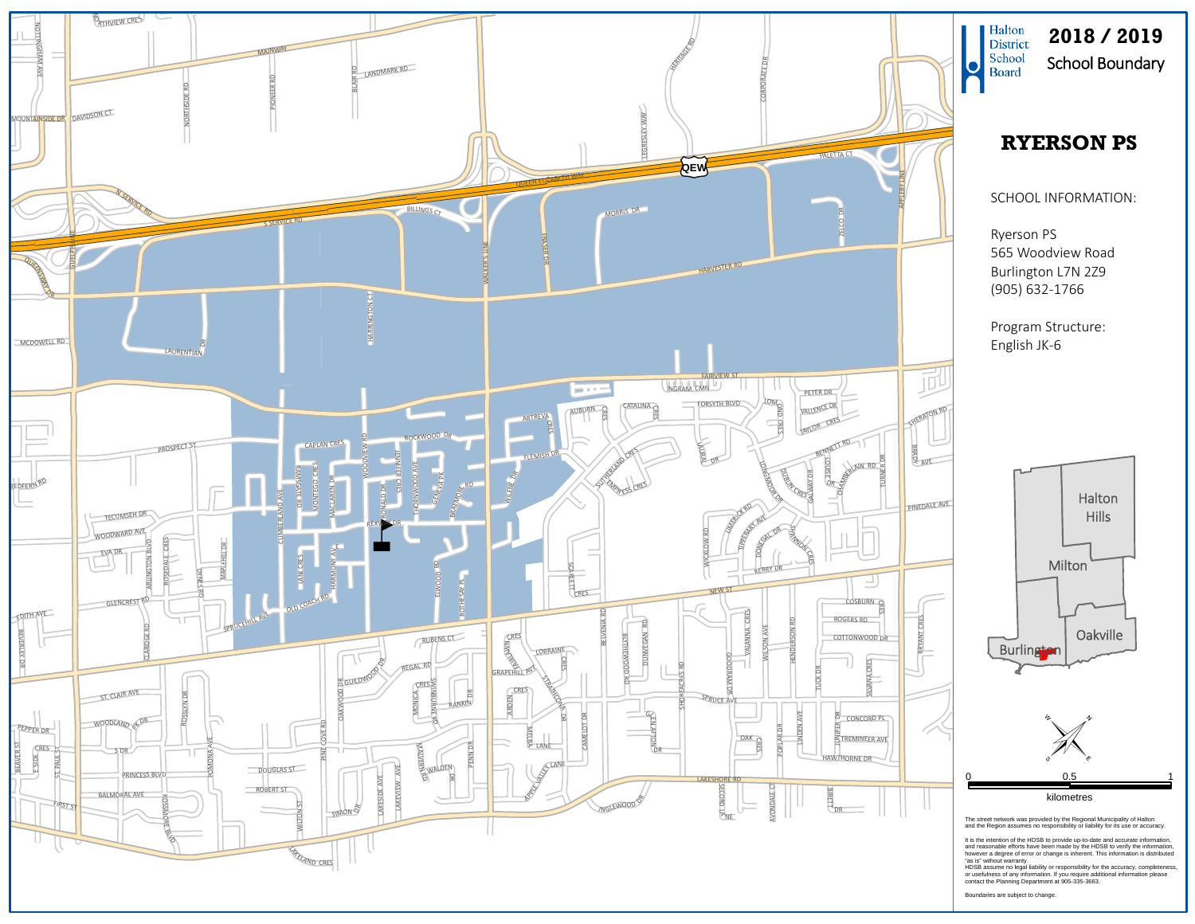Halton District School Board

# 2018 / 2019 School Boundary

## RYERSON PS

SCHOOL INFORMATION:

Ryerson PS
565 Woodview Road
Burlington L7N 2Z9
(905) 632-1766

Program Structure:
English JK-6

0 0.5 1
kilometres

The street network was provided by the Regional Municipality of Halton and the Region assumes no responsibility or liability for its use or accuracy.

It is the intention of the HDSB to provide up-to-date and accurate information, and reasonable efforts have been made by the HDSB to verify the information, however a degree of error or change is inherent. This information is distributed "as is" without warranty.
HDSB assume no legal liability or responsibility for the accuracy, completeness, or usefulness of any information. If you require additional information please contact the Planning Department at 905-335-3663.

Boundaries are subject to change.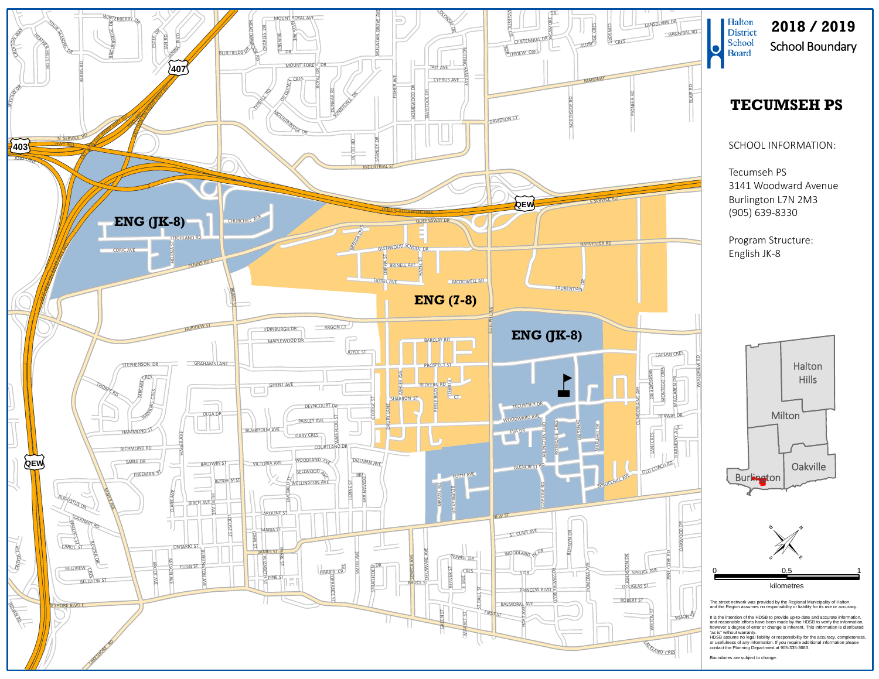Halton District School Board

# 2018 / 2019 School Boundary

## TECUMSEH PS

SCHOOL INFORMATION:

Tecumseh PS
3141 Woodward Avenue
Burlington L7N 2M3
(905) 639-8330

Program Structure:
English JK-8

ENG (JK-8)

ENG (7-8)

ENG (JK-8)

Halton Hills

Milton

Burlington

Oakville

0 0.5 1
kilometres

The street network was provided by the Regional Municipality of Halton and the Region assumes no responsibility or liability for its use or accuracy.

It is the intention of the HDSB to provide up-to-date and accurate information, and reasonable efforts have been made by the HDSB to verify the information, however a degree of error or change is inherent. This information is distributed "as is" without warranty.
HDSB assume no legal liability or responsibility for the accuracy, completeness, or usefulness of any information. If you require additional information please contact the Planning Department at 905-335-3663.

Boundaries are subject to change.